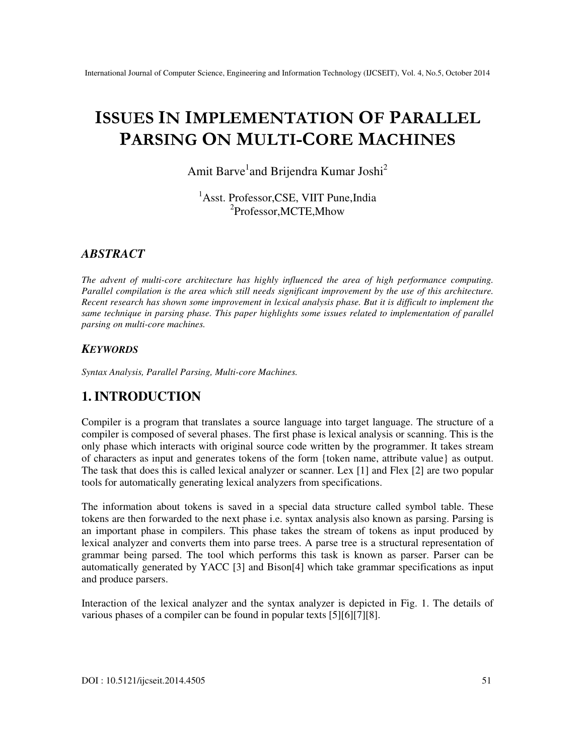# ISSUES IN IMPLEMENTATION OF PARALLEL PARSING ON MULTI-CORE MACHINES

Amit Barve[1] and Brijendra Kumar Joshi[2]

[1]Asst. Professor,CSE, VIIT Pune,India
[2]Professor,MCTE,Mhow

## *ABSTRACT*

*The advent of multi-core architecture has highly influenced the area of high performance computing. Parallel compilation is the area which still needs significant improvement by the use of this architecture. Recent research has shown some improvement in lexical analysis phase. But it is difficult to implement the same technique in parsing phase. This paper highlights some issues related to implementation of parallel parsing on multi-core machines.*

## *KEYWORDS*

*Syntax Analysis, Parallel Parsing, Multi-core Machines.*

## 1. INTRODUCTION

Compiler is a program that translates a source language into target language. The structure of a compiler is composed of several phases. The first phase is lexical analysis or scanning. This is the only phase which interacts with original source code written by the programmer. It takes stream of characters as input and generates tokens of the form {token name, attribute value} as output. The task that does this is called lexical analyzer or scanner. Lex [1] and Flex [2] are two popular tools for automatically generating lexical analyzers from specifications.

The information about tokens is saved in a special data structure called symbol table. These tokens are then forwarded to the next phase i.e. syntax analysis also known as parsing. Parsing is an important phase in compilers. This phase takes the stream of tokens as input produced by lexical analyzer and converts them into parse trees. A parse tree is a structural representation of grammar being parsed. The tool which performs this task is known as parser. Parser can be automatically generated by YACC [3] and Bison[4] which take grammar specifications as input and produce parsers.

Interaction of the lexical analyzer and the syntax analyzer is depicted in Fig. 1. The details of various phases of a compiler can be found in popular texts [5][6][7][8].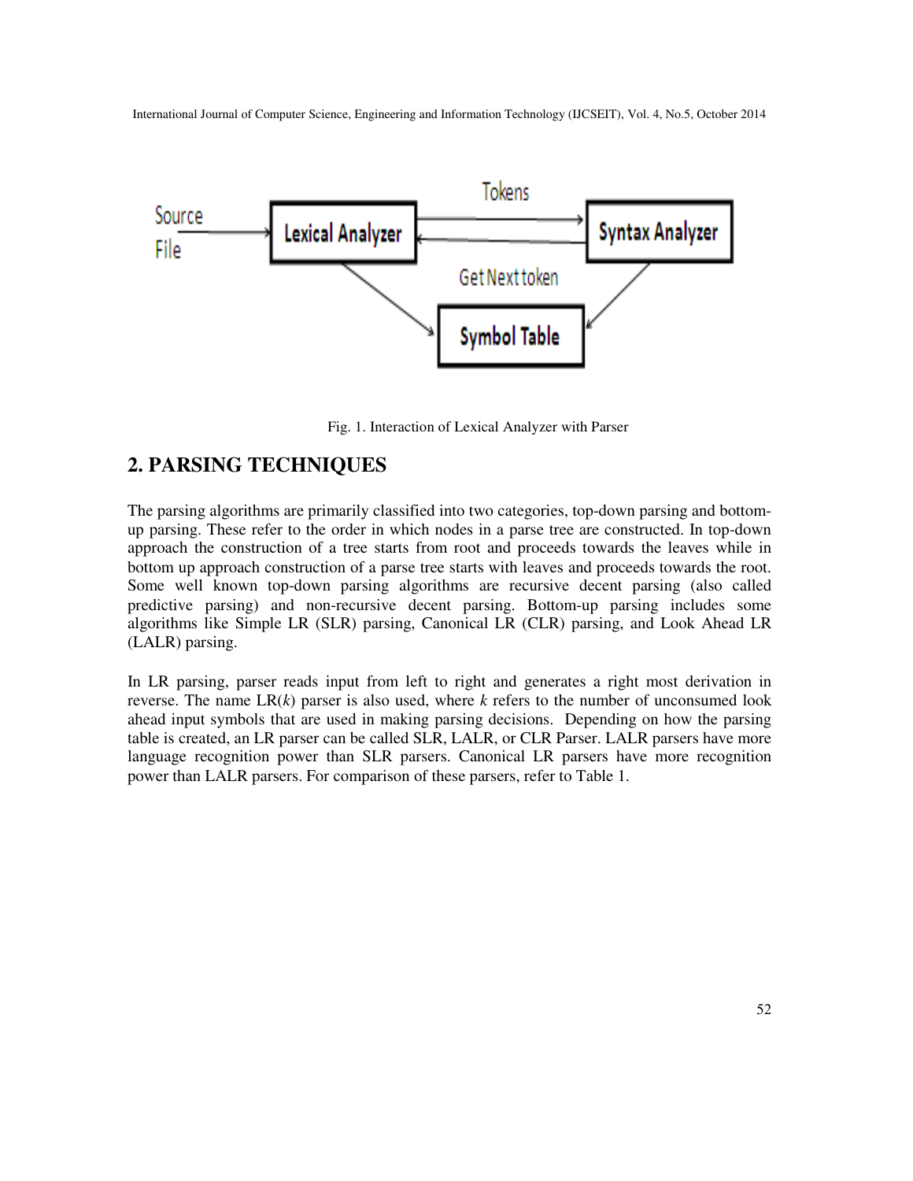Fig. 1. Interaction of Lexical Analyzer with Parser

## 2. PARSING TECHNIQUES

The parsing algorithms are primarily classified into two categories, top-down parsing and bottom-up parsing. These refer to the order in which nodes in a parse tree are constructed. In top-down approach the construction of a tree starts from root and proceeds towards the leaves while in bottom up approach construction of a parse tree starts with leaves and proceeds towards the root. Some well known top-down parsing algorithms are recursive decent parsing (also called predictive parsing) and non-recursive decent parsing. Bottom-up parsing includes some algorithms like Simple LR (SLR) parsing, Canonical LR (CLR) parsing, and Look Ahead LR (LALR) parsing.

In LR parsing, parser reads input from left to right and generates a right most derivation in reverse. The name LR(*k*) parser is also used, where *k* refers to the number of unconsumed look ahead input symbols that are used in making parsing decisions. Depending on how the parsing table is created, an LR parser can be called SLR, LALR, or CLR Parser. LALR parsers have more language recognition power than SLR parsers. Canonical LR parsers have more recognition power than LALR parsers. For comparison of these parsers, refer to Table 1.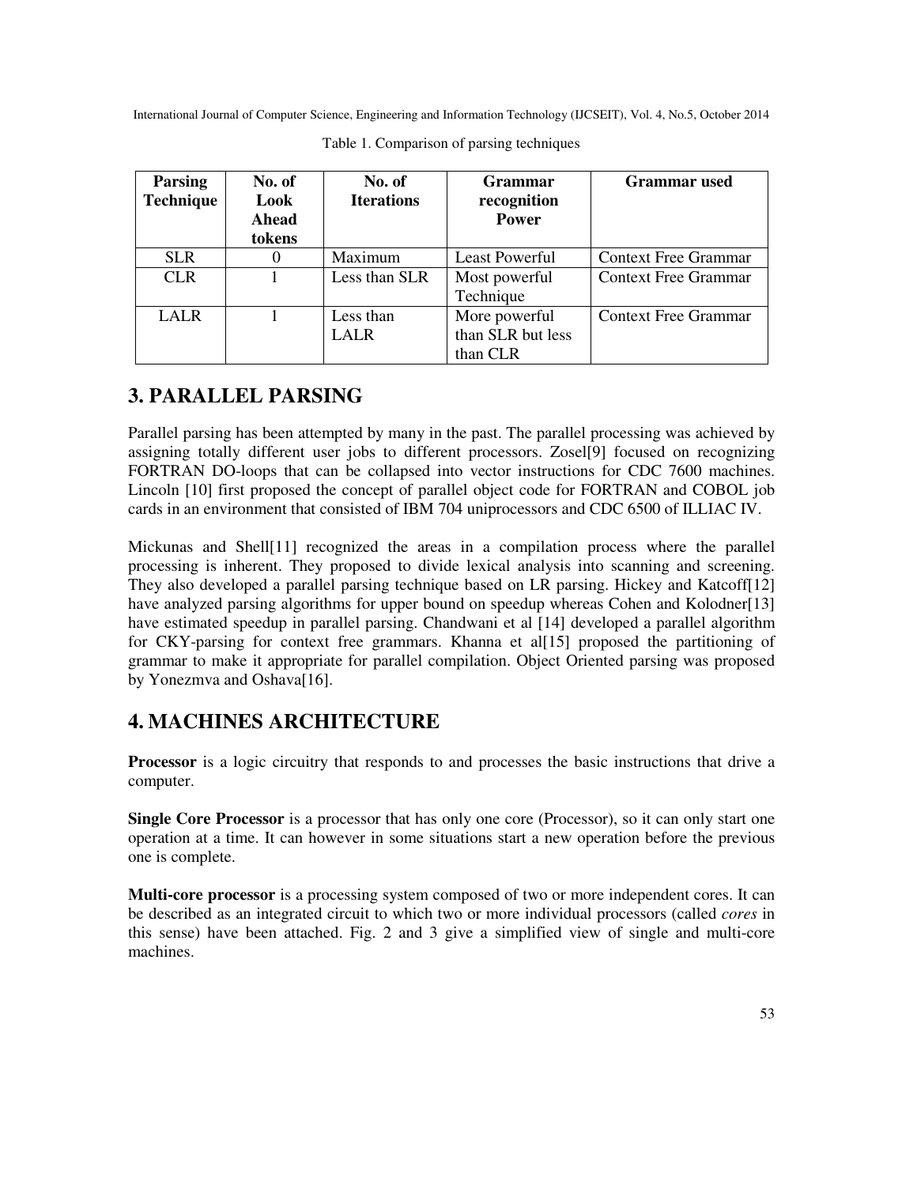Table 1. Comparison of parsing techniques

| Parsing Technique | No. of Look Ahead tokens | No. of Iterations | Grammar recognition Power | Grammar used |
|---|---|---|---|---|
| SLR | 0 | Maximum | Least Powerful | Context Free Grammar |
| CLR | 1 | Less than SLR | Most powerful Technique | Context Free Grammar |
| LALR | 1 | Less than LALR | More powerful than SLR but less than CLR | Context Free Grammar |

# 3. PARALLEL PARSING

Parallel parsing has been attempted by many in the past. The parallel processing was achieved by assigning totally different user jobs to different processors. Zosel[9] focused on recognizing FORTRAN DO-loops that can be collapsed into vector instructions for CDC 7600 machines. Lincoln [10] first proposed the concept of parallel object code for FORTRAN and COBOL job cards in an environment that consisted of IBM 704 uniprocessors and CDC 6500 of ILLIAC IV.

Mickunas and Shell[11] recognized the areas in a compilation process where the parallel processing is inherent. They proposed to divide lexical analysis into scanning and screening. They also developed a parallel parsing technique based on LR parsing. Hickey and Katcoff[12] have analyzed parsing algorithms for upper bound on speedup whereas Cohen and Kolodner[13] have estimated speedup in parallel parsing. Chandwani et al [14] developed a parallel algorithm for CKY-parsing for context free grammars. Khanna et al[15] proposed the partitioning of grammar to make it appropriate for parallel compilation. Object Oriented parsing was proposed by Yonezmva and Oshava[16].

# 4. MACHINES ARCHITECTURE

**Processor** is a logic circuitry that responds to and processes the basic instructions that drive a computer.

**Single Core Processor** is a processor that has only one core (Processor), so it can only start one operation at a time. It can however in some situations start a new operation before the previous one is complete.

**Multi-core processor** is a processing system composed of two or more independent cores. It can be described as an integrated circuit to which two or more individual processors (called *cores* in this sense) have been attached. Fig. 2 and 3 give a simplified view of single and multi-core machines.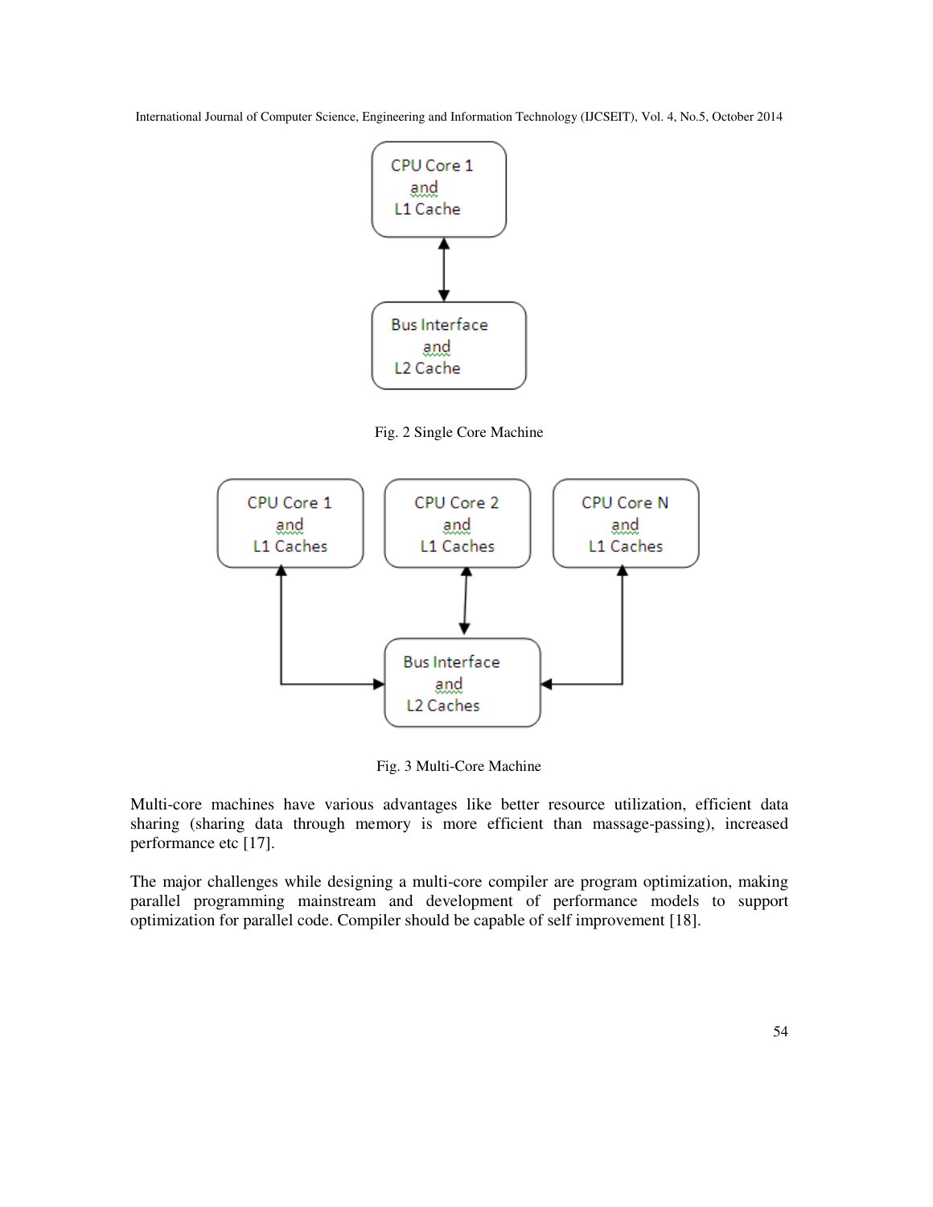Fig. 2 Single Core Machine

Fig. 3 Multi-Core Machine

Multi-core machines have various advantages like better resource utilization, efficient data sharing (sharing data through memory is more efficient than massage-passing), increased performance etc [17].

The major challenges while designing a multi-core compiler are program optimization, making parallel programming mainstream and development of performance models to support optimization for parallel code. Compiler should be capable of self improvement [18].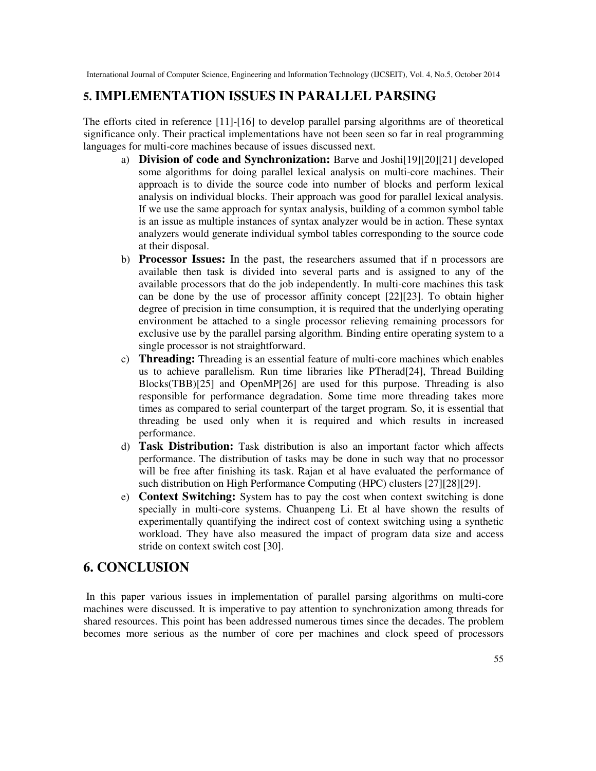## 5. IMPLEMENTATION ISSUES IN PARALLEL PARSING

The efforts cited in reference [11]-[16] to develop parallel parsing algorithms are of theoretical significance only. Their practical implementations have not been seen so far in real programming languages for multi-core machines because of issues discussed next.

a) **Division of code and Synchronization:** Barve and Joshi[19][20][21] developed some algorithms for doing parallel lexical analysis on multi-core machines. Their approach is to divide the source code into number of blocks and perform lexical analysis on individual blocks. Their approach was good for parallel lexical analysis. If we use the same approach for syntax analysis, building of a common symbol table is an issue as multiple instances of syntax analyzer would be in action. These syntax analyzers would generate individual symbol tables corresponding to the source code at their disposal.

b) **Processor Issues:** In the past, the researchers assumed that if n processors are available then task is divided into several parts and is assigned to any of the available processors that do the job independently. In multi-core machines this task can be done by the use of processor affinity concept [22][23]. To obtain higher degree of precision in time consumption, it is required that the underlying operating environment be attached to a single processor relieving remaining processors for exclusive use by the parallel parsing algorithm. Binding entire operating system to a single processor is not straightforward.

c) **Threading:** Threading is an essential feature of multi-core machines which enables us to achieve parallelism. Run time libraries like PTherad[24], Thread Building Blocks(TBB)[25] and OpenMP[26] are used for this purpose. Threading is also responsible for performance degradation. Some time more threading takes more times as compared to serial counterpart of the target program. So, it is essential that threading be used only when it is required and which results in increased performance.

d) **Task Distribution:** Task distribution is also an important factor which affects performance. The distribution of tasks may be done in such way that no processor will be free after finishing its task. Rajan et al have evaluated the performance of such distribution on High Performance Computing (HPC) clusters [27][28][29].

e) **Context Switching:** System has to pay the cost when context switching is done specially in multi-core systems. Chuanpeng Li. Et al have shown the results of experimentally quantifying the indirect cost of context switching using a synthetic workload. They have also measured the impact of program data size and access stride on context switch cost [30].

## 6. CONCLUSION

In this paper various issues in implementation of parallel parsing algorithms on multi-core machines were discussed. It is imperative to pay attention to synchronization among threads for shared resources. This point has been addressed numerous times since the decades. The problem becomes more serious as the number of core per machines and clock speed of processors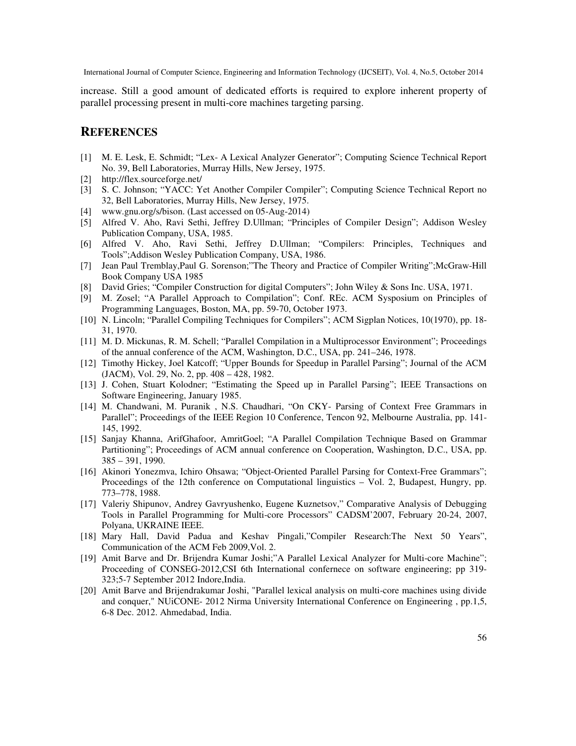increase. Still a good amount of dedicated efforts is required to explore inherent property of parallel processing present in multi-core machines targeting parsing.

## REFERENCES

[1] M. E. Lesk, E. Schmidt; "Lex- A Lexical Analyzer Generator"; Computing Science Technical Report No. 39, Bell Laboratories, Murray Hills, New Jersey, 1975.

[2] http://flex.sourceforge.net/

[3] S. C. Johnson; "YACC: Yet Another Compiler Compiler"; Computing Science Technical Report no 32, Bell Laboratories, Murray Hills, New Jersey, 1975.

[4] www.gnu.org/s/bison. (Last accessed on 05-Aug-2014)

[5] Alfred V. Aho, Ravi Sethi, Jeffrey D.Ullman; "Principles of Compiler Design"; Addison Wesley Publication Company, USA, 1985.

[6] Alfred V. Aho, Ravi Sethi, Jeffrey D.Ullman; "Compilers: Principles, Techniques and Tools";Addison Wesley Publication Company, USA, 1986.

[7] Jean Paul Tremblay,Paul G. Sorenson;"The Theory and Practice of Compiler Writing";McGraw-Hill Book Company USA 1985

[8] David Gries; "Compiler Construction for digital Computers"; John Wiley & Sons Inc. USA, 1971.

[9] M. Zosel; "A Parallel Approach to Compilation"; Conf. REc. ACM Sysposium on Principles of Programming Languages, Boston, MA, pp. 59-70, October 1973.

[10] N. Lincoln; "Parallel Compiling Techniques for Compilers"; ACM Sigplan Notices, 10(1970), pp. 18-31, 1970.

[11] M. D. Mickunas, R. M. Schell; "Parallel Compilation in a Multiprocessor Environment"; Proceedings of the annual conference of the ACM, Washington, D.C., USA, pp. 241–246, 1978.

[12] Timothy Hickey, Joel Katcoff; "Upper Bounds for Speedup in Parallel Parsing"; Journal of the ACM (JACM), Vol. 29, No. 2, pp. 408 – 428, 1982.

[13] J. Cohen, Stuart Kolodner; "Estimating the Speed up in Parallel Parsing"; IEEE Transactions on Software Engineering, January 1985.

[14] M. Chandwani, M. Puranik , N.S. Chaudhari, "On CKY- Parsing of Context Free Grammars in Parallel"; Proceedings of the IEEE Region 10 Conference, Tencon 92, Melbourne Australia, pp. 141-145, 1992.

[15] Sanjay Khanna, ArifGhafoor, AmritGoel; "A Parallel Compilation Technique Based on Grammar Partitioning"; Proceedings of ACM annual conference on Cooperation, Washington, D.C., USA, pp. 385 – 391, 1990.

[16] Akinori Yonezmva, Ichiro Ohsawa; "Object-Oriented Parallel Parsing for Context-Free Grammars"; Proceedings of the 12th conference on Computational linguistics – Vol. 2, Budapest, Hungry, pp. 773–778, 1988.

[17] Valeriy Shipunov, Andrey Gavryushenko, Eugene Kuznetsov," Comparative Analysis of Debugging Tools in Parallel Programming for Multi-core Processors" CADSM'2007, February 20-24, 2007, Polyana, UKRAINE IEEE.

[18] Mary Hall, David Padua and Keshav Pingali,"Compiler Research:The Next 50 Years", Communication of the ACM Feb 2009,Vol. 2.

[19] Amit Barve and Dr. Brijendra Kumar Joshi;"A Parallel Lexical Analyzer for Multi-core Machine"; Proceeding of CONSEG-2012,CSI 6th International confernece on software engineering; pp 319-323;5-7 September 2012 Indore,India.

[20] Amit Barve and Brijendrakumar Joshi, "Parallel lexical analysis on multi-core machines using divide and conquer," NUiCONE- 2012 Nirma University International Conference on Engineering , pp.1,5, 6-8 Dec. 2012. Ahmedabad, India.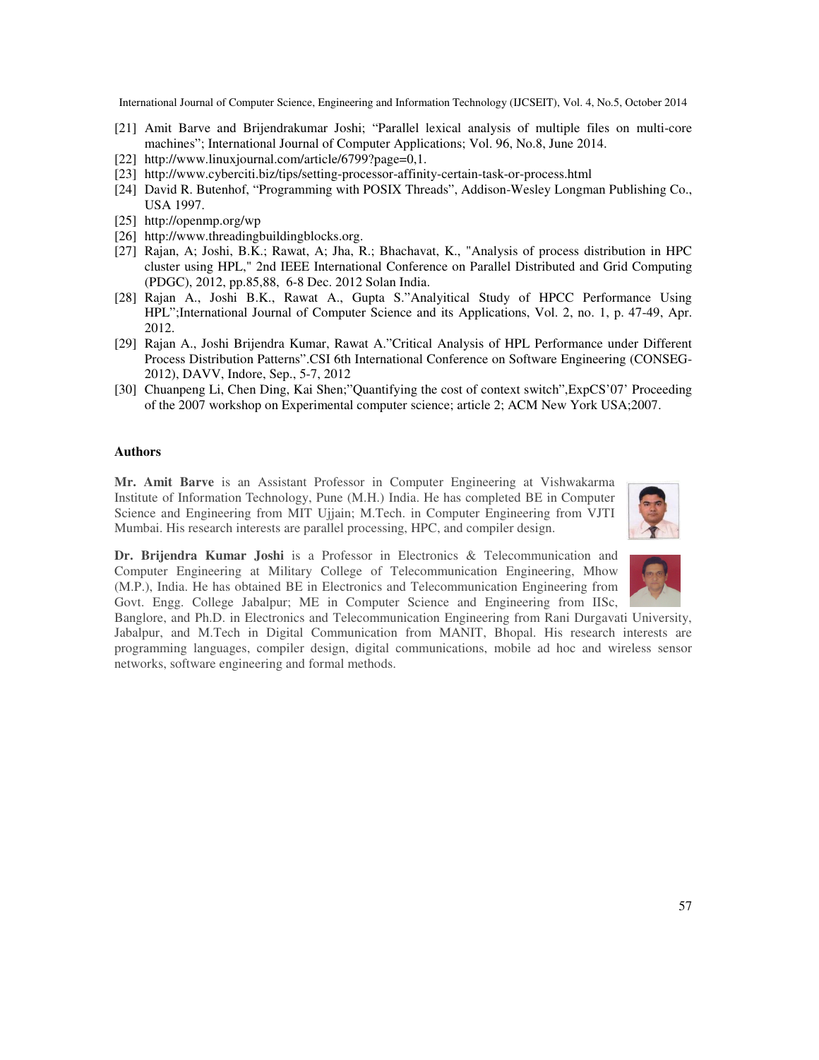[21] Amit Barve and Brijendrakumar Joshi; "Parallel lexical analysis of multiple files on multi-core machines"; International Journal of Computer Applications; Vol. 96, No.8, June 2014.

[22] http://www.linuxjournal.com/article/6799?page=0,1.

[23] http://www.cyberciti.biz/tips/setting-processor-affinity-certain-task-or-process.html

[24] David R. Butenhof, "Programming with POSIX Threads", Addison-Wesley Longman Publishing Co., USA 1997.

[25] http://openmp.org/wp

[26] http://www.threadingbuildingblocks.org.

[27] Rajan, A; Joshi, B.K.; Rawat, A; Jha, R.; Bhachavat, K., "Analysis of process distribution in HPC cluster using HPL," 2nd IEEE International Conference on Parallel Distributed and Grid Computing (PDGC), 2012, pp.85,88, 6-8 Dec. 2012 Solan India.

[28] Rajan A., Joshi B.K., Rawat A., Gupta S."Analyitical Study of HPCC Performance Using HPL";International Journal of Computer Science and its Applications, Vol. 2, no. 1, p. 47-49, Apr. 2012.

[29] Rajan A., Joshi Brijendra Kumar, Rawat A."Critical Analysis of HPL Performance under Different Process Distribution Patterns".CSI 6th International Conference on Software Engineering (CONSEG-2012), DAVV, Indore, Sep., 5-7, 2012

[30] Chuanpeng Li, Chen Ding, Kai Shen;"Quantifying the cost of context switch",ExpCS'07' Proceeding of the 2007 workshop on Experimental computer science; article 2; ACM New York USA;2007.

### Authors

**Mr. Amit Barve** is an Assistant Professor in Computer Engineering at Vishwakarma Institute of Information Technology, Pune (M.H.) India. He has completed BE in Computer Science and Engineering from MIT Ujjain; M.Tech. in Computer Engineering from VJTI Mumbai. His research interests are parallel processing, HPC, and compiler design.

**Dr. Brijendra Kumar Joshi** is a Professor in Electronics & Telecommunication and Computer Engineering at Military College of Telecommunication Engineering, Mhow (M.P.), India. He has obtained BE in Electronics and Telecommunication Engineering from Govt. Engg. College Jabalpur; ME in Computer Science and Engineering from IISc, Banglore, and Ph.D. in Electronics and Telecommunication Engineering from Rani Durgavati University, Jabalpur, and M.Tech in Digital Communication from MANIT, Bhopal. His research interests are programming languages, compiler design, digital communications, mobile ad hoc and wireless sensor networks, software engineering and formal methods.